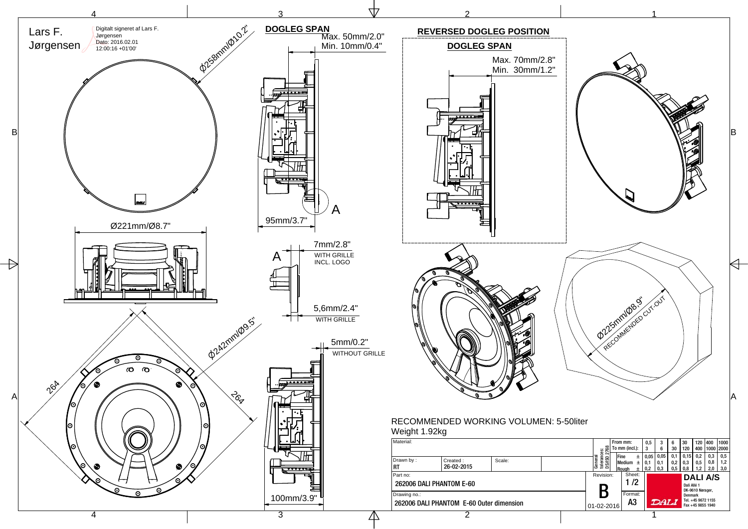Lars F. Jørgensen

Digitalt signeret af Lars F. Jørgensen
Dato: 2016.02.01 12:00:16 +01'00'

Ø258mm/Ø10.2"

Ø221mm/Ø8.7"

Ø242mm/Ø9.5"

264

264

**DOGLEG SPAN**

Max. 50mm/2.0"
Min. 10mm/0.4"

95mm/3.7"

A

A

7mm/2.8"
WITH GRILLE INCL. LOGO

5,6mm/2.4"
WITH GRILLE

5mm/0.2"
WITHOUT GRILLE

100mm/3.9"

**REVERSED DOGLEG POSITION**

**DOGLEG SPAN**

Max. 70mm/2.8"
Min. 30mm/1.2"

Ø225mm/Ø8.9"
RECOMMENDED CUT-OUT

RECOMMENDED WORKING VOLUMEN: 5-50liter
Weight 1.92kg

| General tolerances: DS/ISO 2768 | From mm: | 0,5 | 3 | 6 | 30 | 120 | 400 | 1000 |
|---|---|---|---|---|---|---|---|---|
| | To mm (incl.): | 3 | 6 | 30 | 120 | 400 | 1000 | 2000 |
| | Fine ± | 0,05 | 0,05 | 0,1 | 0,15 | 0,2 | 0,3 | 0,5 |
| | Medium ± | 0,1 | 0,1 | 0,2 | 0,3 | 0,5 | 0,8 | 1,2 |
| | Rough ± | 0,2 | 0,3 | 0,5 | 0,8 | 1,2 | 2,0 | 3,0 |

| Material: | | |
|---|---|---|
| Drawn by : RT | Created : 26-02-2015 | Scale: |
| Part no: 262006 DALI PHANTOM E-60 | | |
| Drawing no.: 262006 DALI PHANTOM E-60 Outer dimension | | |

Revision: B
01-02-2016

Sheet: 1 /2
Format: A3

DALI A/S
Dali Allé 1
DK-9610 Nørager,
Denmark
Tel. +45 9672 1155
Fax +45 9855 1940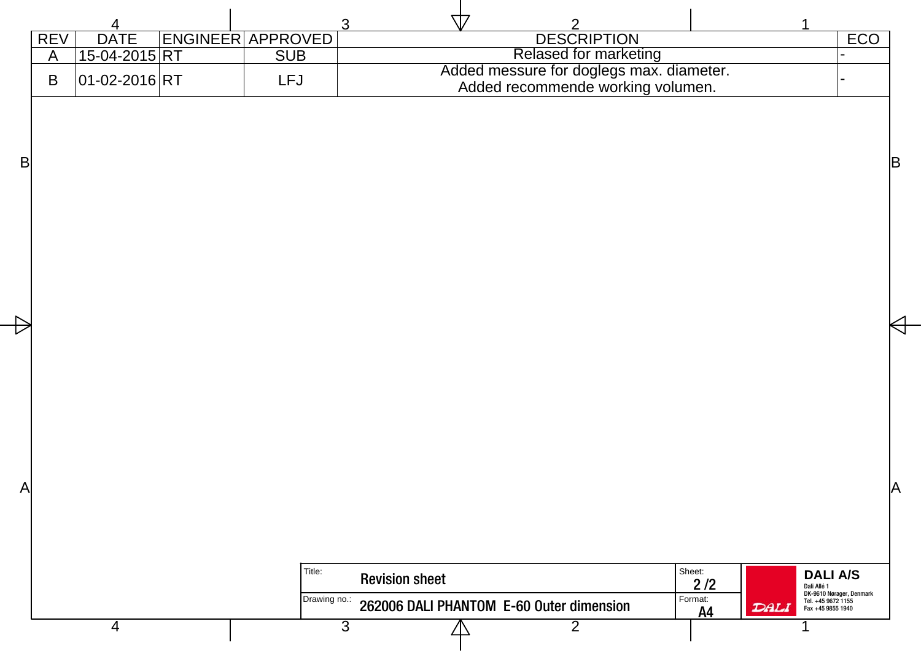| REV | DATE | ENGINEER | APPROVED | DESCRIPTION | ECO |
|---|---|---|---|---|---|
| A | 15-04-2015 | RT | SUB | Relased for marketing | - |
| B | 01-02-2016 | RT | LFJ | Added messure for doglegs max. diameter.<br>Added recommende working volumen. | - |

| | | | |
|---|---|---|---|
| Title: | Revision sheet | Sheet: | 2 /2 |
| Drawing no.: | 262006 DALI PHANTOM  E-60 Outer dimension | Format: | A4 |

**DALI A/S**
Dali Allé 1
DK-9610 Nørager, Denmark
Tel. +45 9672 1155
Fax +45 9855 1940